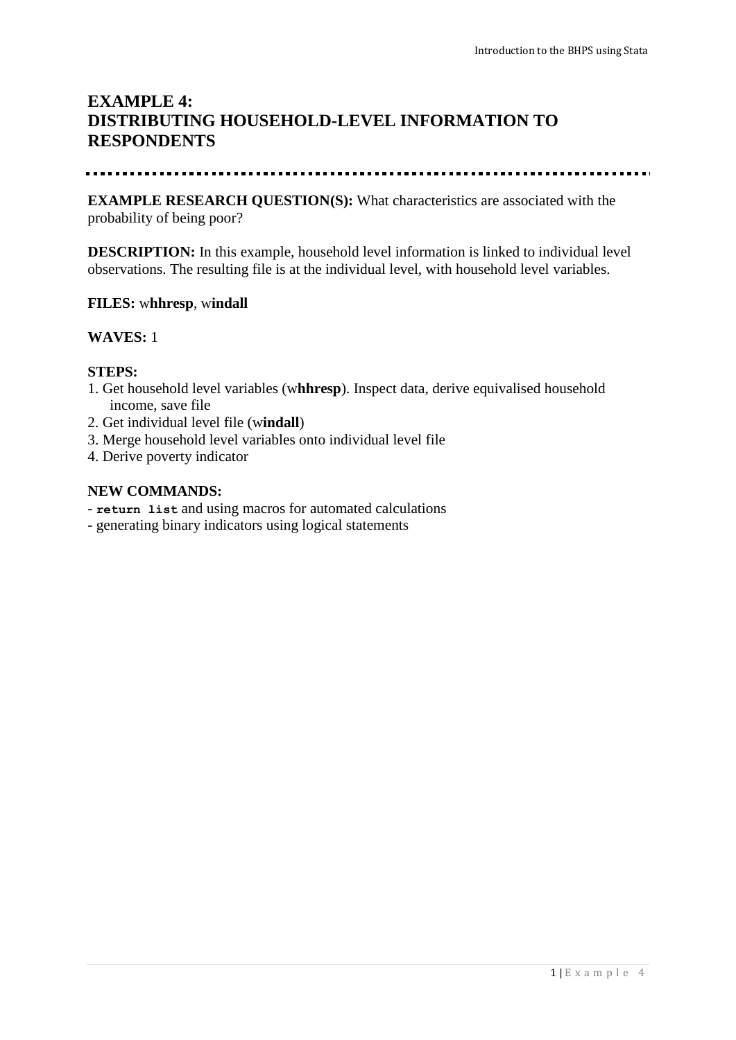# EXAMPLE 4:
# DISTRIBUTING HOUSEHOLD-LEVEL INFORMATION TO RESPONDENTS

**EXAMPLE RESEARCH QUESTION(S):** What characteristics are associated with the probability of being poor?

**DESCRIPTION:** In this example, household level information is linked to individual level observations. The resulting file is at the individual level, with household level variables.

**FILES:** w**hhresp**, w**indall**

**WAVES:** 1

**STEPS:**

1. Get household level variables (w**hhresp**). Inspect data, derive equivalised household income, save file
2. Get individual level file (w**indall**)
3. Merge household level variables onto individual level file
4. Derive poverty indicator

**NEW COMMANDS:**

- `return list` and using macros for automated calculations
- generating binary indicators using logical statements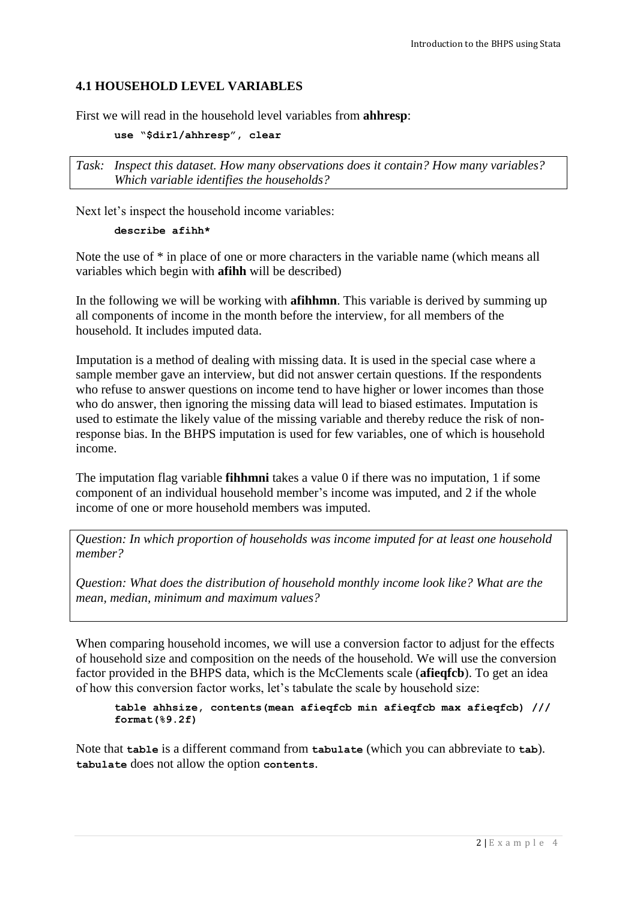### 4.1 HOUSEHOLD LEVEL VARIABLES

First we will read in the household level variables from **ahhresp**:

```
use "$dir1/ahhresp", clear
```

*Task: Inspect this dataset. How many observations does it contain? How many variables? Which variable identifies the households?*

Next let's inspect the household income variables:

```
describe afihh*
```

Note the use of * in place of one or more characters in the variable name (which means all variables which begin with **afihh** will be described)

In the following we will be working with **afihhmn**. This variable is derived by summing up all components of income in the month before the interview, for all members of the household. It includes imputed data.

Imputation is a method of dealing with missing data. It is used in the special case where a sample member gave an interview, but did not answer certain questions. If the respondents who refuse to answer questions on income tend to have higher or lower incomes than those who do answer, then ignoring the missing data will lead to biased estimates. Imputation is used to estimate the likely value of the missing variable and thereby reduce the risk of non-response bias. In the BHPS imputation is used for few variables, one of which is household income.

The imputation flag variable **fihhmni** takes a value 0 if there was no imputation, 1 if some component of an individual household member's income was imputed, and 2 if the whole income of one or more household members was imputed.

*Question: In which proportion of households was income imputed for at least one household member?*

*Question: What does the distribution of household monthly income look like? What are the mean, median, minimum and maximum values?*

When comparing household incomes, we will use a conversion factor to adjust for the effects of household size and composition on the needs of the household. We will use the conversion factor provided in the BHPS data, which is the McClements scale (**afieqfcb**). To get an idea of how this conversion factor works, let's tabulate the scale by household size:

```
table ahhsize, contents(mean afieqfcb min afieqfcb max afieqfcb) ///
format(%9.2f)
```

Note that `table` is a different command from `tabulate` (which you can abbreviate to `tab`). `tabulate` does not allow the option `contents`.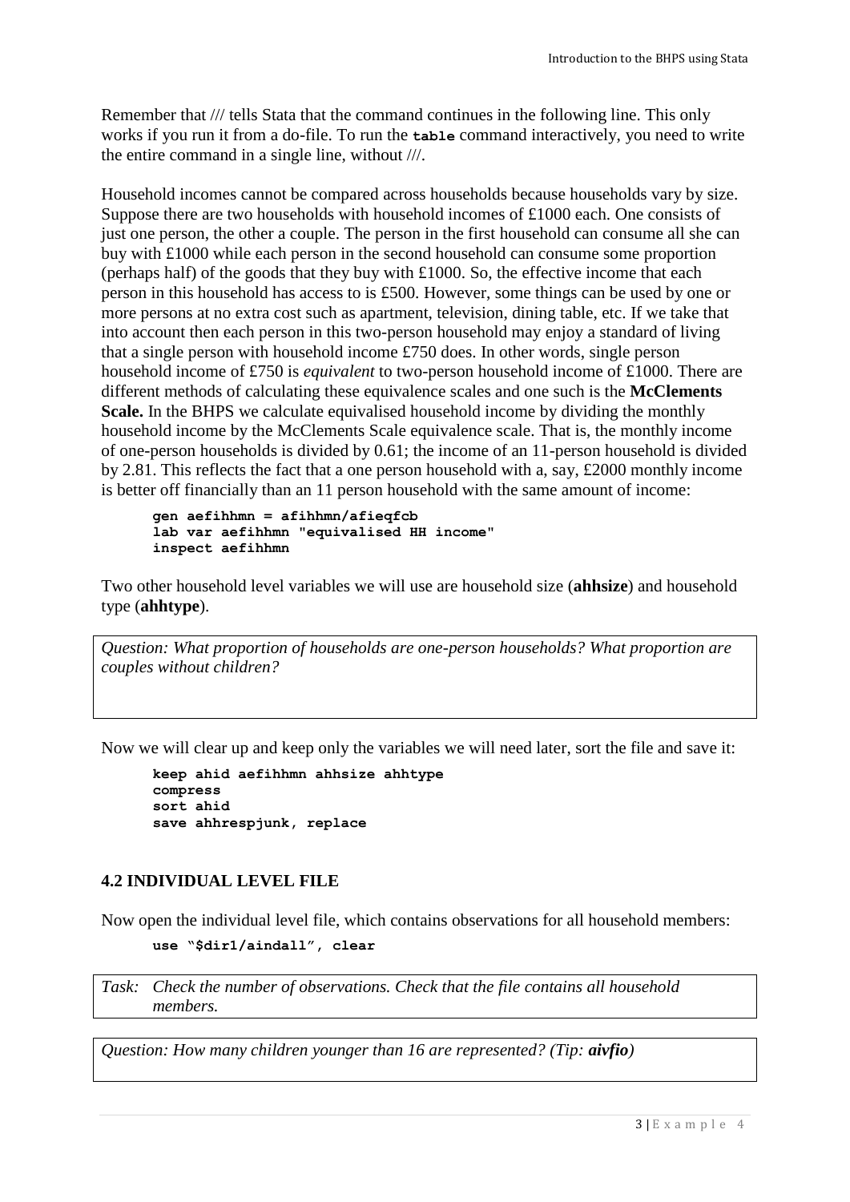Remember that /// tells Stata that the command continues in the following line. This only works if you run it from a do-file. To run the **table** command interactively, you need to write the entire command in a single line, without ///.

Household incomes cannot be compared across households because households vary by size. Suppose there are two households with household incomes of £1000 each. One consists of just one person, the other a couple. The person in the first household can consume all she can buy with £1000 while each person in the second household can consume some proportion (perhaps half) of the goods that they buy with £1000. So, the effective income that each person in this household has access to is £500. However, some things can be used by one or more persons at no extra cost such as apartment, television, dining table, etc. If we take that into account then each person in this two-person household may enjoy a standard of living that a single person with household income £750 does. In other words, single person household income of £750 is *equivalent* to two-person household income of £1000. There are different methods of calculating these equivalence scales and one such is the **McClements Scale.** In the BHPS we calculate equivalised household income by dividing the monthly household income by the McClements Scale equivalence scale. That is, the monthly income of one-person households is divided by 0.61; the income of an 11-person household is divided by 2.81. This reflects the fact that a one person household with a, say, £2000 monthly income is better off financially than an 11 person household with the same amount of income:

```
gen aefihhmn = afihhmn/afieqfcb
lab var aefihhmn "equivalised HH income"
inspect aefihhmn
```

Two other household level variables we will use are household size (**ahhsize**) and household type (**ahhtype**).

*Question: What proportion of households are one-person households? What proportion are couples without children?*

Now we will clear up and keep only the variables we will need later, sort the file and save it:

```
keep ahid aefihhmn ahhsize ahhtype
compress
sort ahid
save ahhrespjunk, replace
```

### 4.2 INDIVIDUAL LEVEL FILE

Now open the individual level file, which contains observations for all household members:

```
use "$dir1/aindall", clear
```

*Task: Check the number of observations. Check that the file contains all household members.*

*Question: How many children younger than 16 are represented? (Tip: **aivfio**)*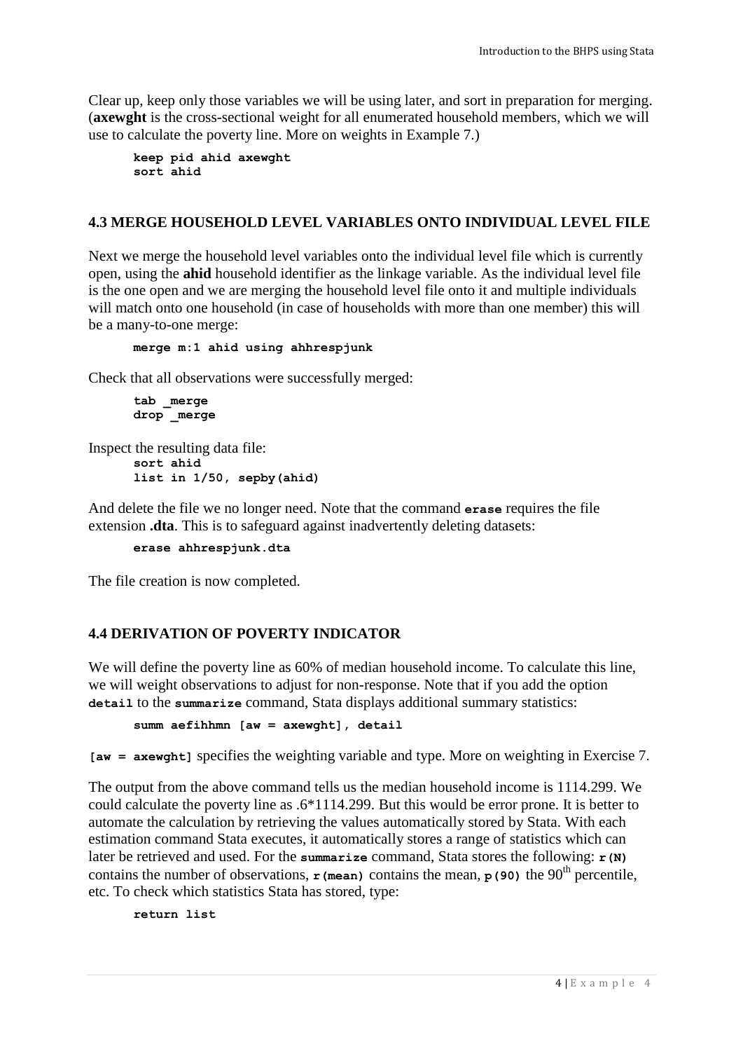Clear up, keep only those variables we will be using later, and sort in preparation for merging. (**axewght** is the cross-sectional weight for all enumerated household members, which we will use to calculate the poverty line. More on weights in Example 7.)

```
keep pid ahid axewght
sort ahid
```

### 4.3 MERGE HOUSEHOLD LEVEL VARIABLES ONTO INDIVIDUAL LEVEL FILE

Next we merge the household level variables onto the individual level file which is currently open, using the **ahid** household identifier as the linkage variable. As the individual level file is the one open and we are merging the household level file onto it and multiple individuals will match onto one household (in case of households with more than one member) this will be a many-to-one merge:

```
merge m:1 ahid using ahhrespjunk
```

Check that all observations were successfully merged:

```
tab _merge
drop _merge
```

Inspect the resulting data file:

```
sort ahid
list in 1/50, sepby(ahid)
```

And delete the file we no longer need. Note that the command **erase** requires the file extension **.dta**. This is to safeguard against inadvertently deleting datasets:

```
erase ahhrespjunk.dta
```

The file creation is now completed.

### 4.4 DERIVATION OF POVERTY INDICATOR

We will define the poverty line as 60% of median household income. To calculate this line, we will weight observations to adjust for non-response. Note that if you add the option **detail** to the **summarize** command, Stata displays additional summary statistics:

```
summ aefihhmn [aw = axewght], detail
```

**[aw = axewght]** specifies the weighting variable and type. More on weighting in Exercise 7.

The output from the above command tells us the median household income is 1114.299. We could calculate the poverty line as .6*1114.299. But this would be error prone. It is better to automate the calculation by retrieving the values automatically stored by Stata. With each estimation command Stata executes, it automatically stores a range of statistics which can later be retrieved and used. For the **summarize** command, Stata stores the following: **r(N)** contains the number of observations, **r(mean)** contains the mean, **p(90)** the 90th percentile, etc. To check which statistics Stata has stored, type:

```
return list
```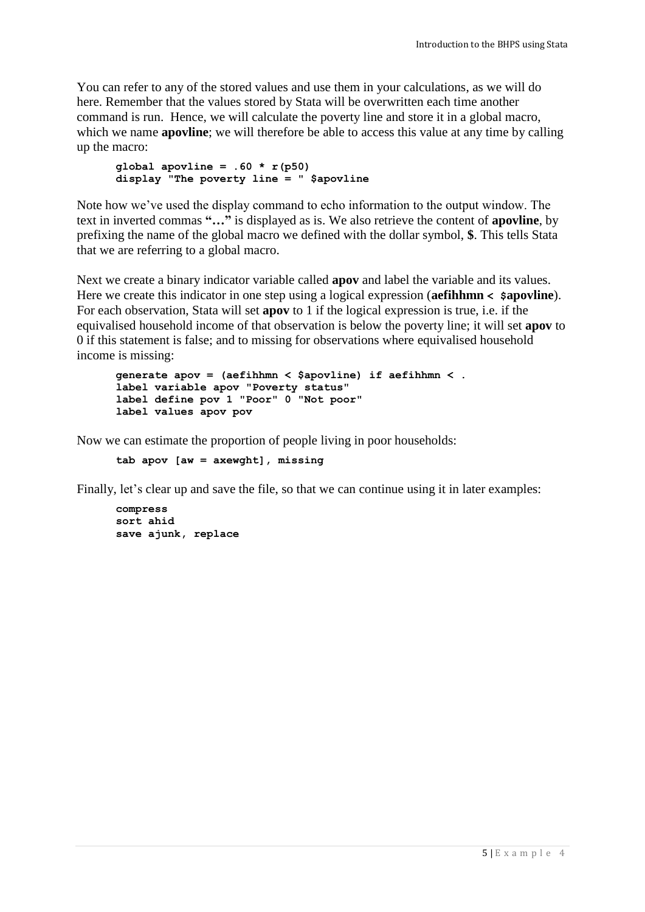You can refer to any of the stored values and use them in your calculations, as we will do here. Remember that the values stored by Stata will be overwritten each time another command is run. Hence, we will calculate the poverty line and store it in a global macro, which we name **apovline**; we will therefore be able to access this value at any time by calling up the macro:

```
global apovline = .60 * r(p50)
display "The poverty line = " $apovline
```

Note how we've used the display command to echo information to the output window. The text in inverted commas **"…"** is displayed as is. We also retrieve the content of **apovline**, by prefixing the name of the global macro we defined with the dollar symbol, **$**. This tells Stata that we are referring to a global macro.

Next we create a binary indicator variable called **apov** and label the variable and its values. Here we create this indicator in one step using a logical expression (**aefihhmn < $apovline**). For each observation, Stata will set **apov** to 1 if the logical expression is true, i.e. if the equivalised household income of that observation is below the poverty line; it will set **apov** to 0 if this statement is false; and to missing for observations where equivalised household income is missing:

```
generate apov = (aefihhmn < $apovline) if aefihhmn < .
label variable apov "Poverty status"
label define pov 1 "Poor" 0 "Not poor"
label values apov pov
```

Now we can estimate the proportion of people living in poor households:

```
tab apov [aw = axewght], missing
```

Finally, let's clear up and save the file, so that we can continue using it in later examples:

```
compress
sort ahid
save ajunk, replace
```